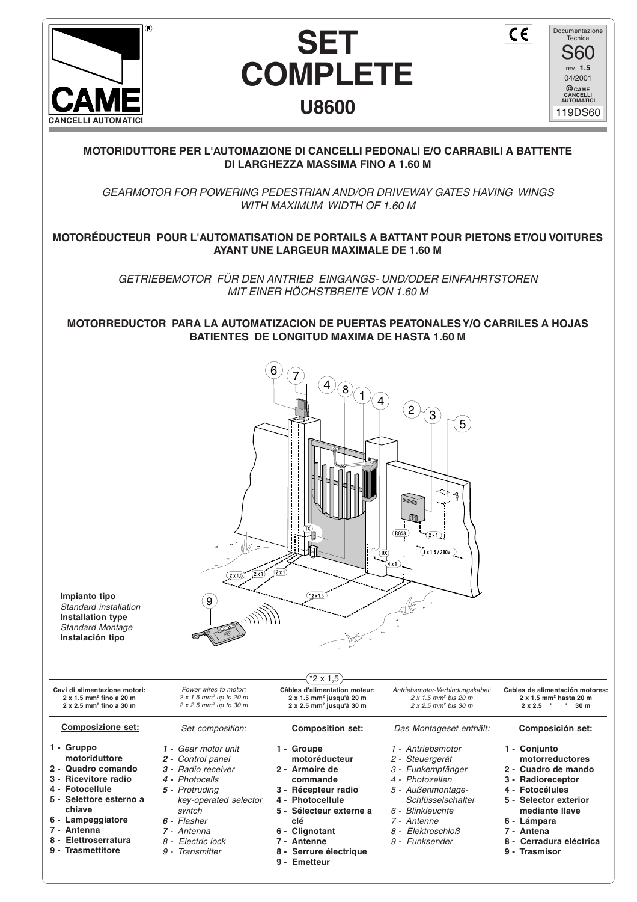# SET COMPLETE

## U8600

Documentazione Tecnica
S60
rev. 1.5
04/2001
© CAME CANCELLI AUTOMATICI
119DS60

CAME CANCELLI AUTOMATICI

**MOTORIDUTTORE PER L'AUTOMAZIONE DI CANCELLI PEDONALI E/O CARRABILI A BATTENTE DI LARGHEZZA MASSIMA FINO A 1.60 M**

*GEARMOTOR FOR POWERING PEDESTRIAN AND/OR DRIVEWAY GATES HAVING WINGS WITH MAXIMUM WIDTH OF 1.60 M*

**MOTORÉDUCTEUR POUR L'AUTOMATISATION DE PORTAILS A BATTANT POUR PIETONS ET/OU VOITURES AYANT UNE LARGEUR MAXIMALE DE 1.60 M**

*GETRIEBEMOTOR FÜR DEN ANTRIEB EINGANGS- UND/ODER EINFAHRTSTOREN MIT EINER HÖCHSTBREITE VON 1.60 M*

**MOTORREDUCTOR PARA LA AUTOMATIZACION DE PUERTAS PEATONALES Y/O CARRILES A HOJAS BATIENTES DE LONGITUD MAXIMA DE HASTA 1.60 M**

**Impianto tipo**
*Standard installation*
**Installation type**
*Standard Montage*
**Instalación tipo**

*2 x 1,5

**Cavi di alimentazione motori:**
**2 x 1.5 mm² fino a 20 m**
**2 x 2.5 mm² fino a 30 m**

*Power wires to motor:*
*2 x 1.5 mm² up to 20 m*
*2 x 2.5 mm² up to 30 m*

**Câbles d'alimentation moteur:**
**2 x 1.5 mm² jusqu'à 20 m**
**2 x 2.5 mm² jusqu'à 30 m**

*Antriebsmotor-Verbindungskabel:*
*2 x 1.5 mm² bis 20 m*
*2 x 2.5 mm² bis 30 m*

**Cables de alimentación motores:**
**2 x 1.5 mm² hasta 20 m**
**2 x 2.5 " " 30 m**

**Composizione set:**

1. **Gruppo motoriduttore**
2. **Quadro comando**
3. **Ricevitore radio**
4. **Fotocellule**
5. **Selettore esterno a chiave**
6. **Lampeggiatore**
7. **Antenna**
8. **Elettroserratura**
9. **Trasmettitore**

*Set composition:*

1. *Gear motor unit*
2. *Control panel*
3. *Radio receiver*
4. *Photocells*
5. *Protruding key-operated selector switch*
6. *Flasher*
7. *Antenna*
8. *Electric lock*
9. *Transmitter*

**Composition set:**

1. **Groupe motoréducteur**
2. **Armoire de commande**
3. **Récepteur radio**
4. **Photocellule**
5. **Sélecteur externe a clé**
6. **Clignotant**
7. **Antenne**
8. **Serrure électrique**
9. **Emetteur**

*Das Montageset enthält:*

1. *Antriebsmotor*
2. *Steuergerät*
3. *Funkempfänger*
4. *Photozellen*
5. *Außenmontage-Schlüsselschalter*
6. *Blinkleuchte*
7. *Antenne*
8. *Elektroschloß*
9. *Funksender*

**Composición set:**

1. **Conjunto motorreductores**
2. **Cuadro de mando**
3. **Radioreceptor**
4. **Fotocélules**
5. **Selector exterior mediante llave**
6. **Lámpara**
7. **Antena**
8. **Cerradura eléctrica**
9. **Trasmisor**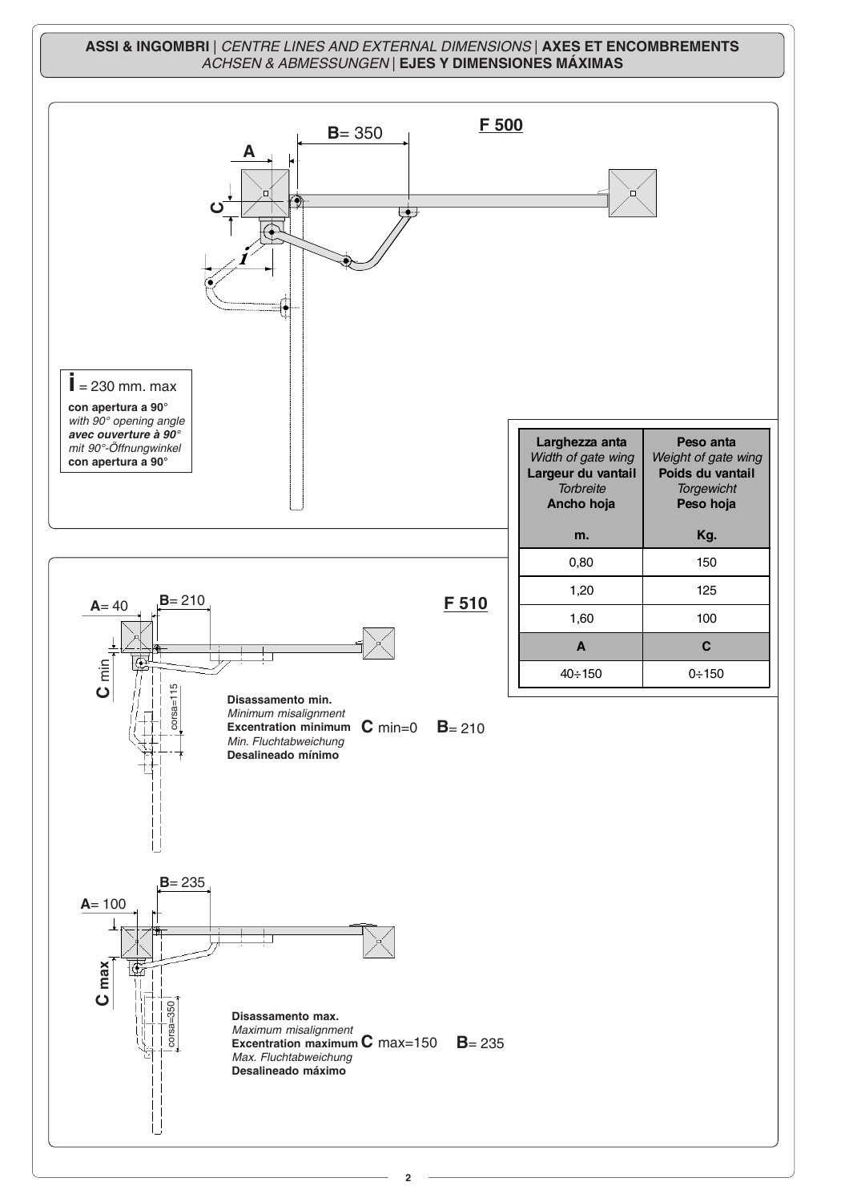## ASSI & INGOMBRI | *CENTRE LINES AND EXTERNAL DIMENSIONS* | AXES ET ENCOMBREMENTS *ACHSEN & ABMESSUNGEN* | EJES Y DIMENSIONES MÁXIMAS

### F 500

**A**

**B**= 350

**C**

***i***

**i** = 230 mm. max
**con apertura a 90°**
*with 90° opening angle*
***avec ouverture à 90°***
*mit 90°-Öffnungwinkel*
**con apertura a 90°**

| **Larghezza anta** *Width of gate wing* **Largeur du vantail** *Torbreite* **Ancho hoja** m. | **Peso anta** *Weight of gate wing* **Poids du vantail** *Torgewicht* **Peso hoja** Kg. |
|---|---|
| 0,80 | 150 |
| 1,20 | 125 |
| 1,60 | 100 |
| **A** | **C** |
| 40÷150 | 0÷150 |

### F 510

**A**= 40

**B**= 210

**C** min

corsa=115

**Disassamento min.**
*Minimum misalignment*
**Excentration minimum** **C** min=0 **B**= 210
*Min. Fluchtabweichung*
**Desalineado mínimo**

**A**= 100

**B**= 235

**C max**

corsa=350

**Disassamento max.**
*Maximum misalignment*
**Excentration maximum** **C** max=150 **B**= 235
*Max. Fluchtabweichung*
**Desalineado máximo**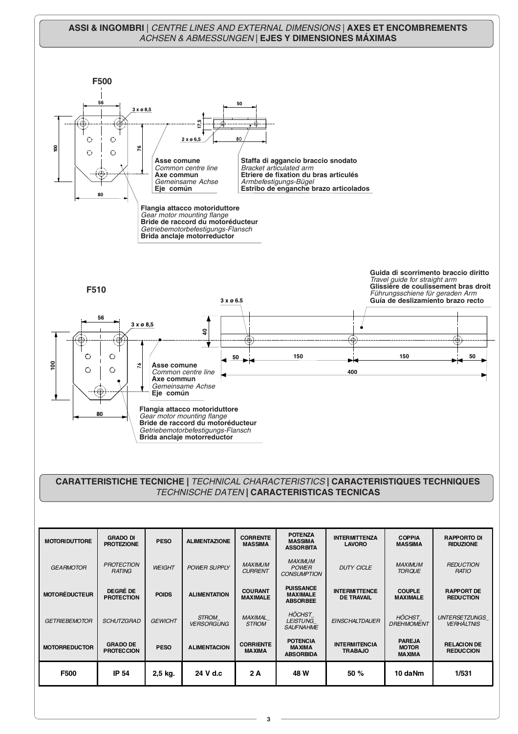## ASSI & INGOMBRI | *CENTRE LINES AND EXTERNAL DIMENSIONS* | AXES ET ENCOMBREMENTS *ACHSEN & ABMESSUNGEN* | EJES Y DIMENSIONES MÁXIMAS

### F500

56
3 x ø 8,5
100
76
80

50
17,5
2 x ø 6,5
80

**Asse comune**
*Common centre line*
**Axe commun**
*Gemeinsame Achse*
**Eje común**

**Staffa di aggancio braccio snodato**
*Bracket articulated arm*
**Etriere de fixation du bras articulés**
*Armbefestigungs-Bügel*
**Estribo de enganche brazo articolados**

**Flangia attacco motoriduttore**
*Gear motor mounting flange*
**Bride de raccord du motoréducteur**
*Getriebemotorbefestigungs-Flansch*
**Brida anclaje motorreductor**

### F510

56
3 x ø 8,5
100
76
80

3 x ø 6.5
40
50 150 150 50
400

**Guida di scorrimento braccio diritto**
*Travel guide for straight arm*
**Glissière de coulissement bras droit**
*Führungsschiene für geraden Arm*
**Guía de deslizamiento brazo recto**

**Asse comune**
*Common centre line*
**Axe commun**
*Gemeinsame Achse*
**Eje común**

**Flangia attacco motoriduttore**
*Gear motor mounting flange*
**Bride de raccord du motoréducteur**
*Getriebemotorbefestigungs-Flansch*
**Brida anclaje motorreductor**

## CARATTERISTICHE TECNICHE | *TECHNICAL CHARACTERISTICS* | CARACTERISTIQUES TECHNIQUES *TECHNISCHE DATEN* | CARACTERISTICAS TECNICAS

| MOTORIDUTTORE | GRADO DI PROTEZIONE | PESO | ALIMENTAZIONE | CORRENTE MASSIMA | POTENZA MASSIMA ASSORBITA | INTERMITTENZA LAVORO | COPPIA MASSIMA | RAPPORTO DI RIDUZIONE |
|---|---|---|---|---|---|---|---|---|
| *GEARMOTOR* | *PROTECTION RATING* | *WEIGHT* | *POWER SUPPLY* | *MAXIMUM CURRENT* | *MAXIMUM POWER CONSUMPTION* | *DUTY CICLE* | *MAXIMUM TORQUE* | *REDUCTION RATIO* |
| MOTORÉDUCTEUR | DEGRÉ DE PROTECTION | POIDS | ALIMENTATION | COURANT MAXIMALE | PUISSANCE MAXIMALE ABSORBEE | INTERMITTENCE DE TRAVAIL | COUPLE MAXIMALE | RAPPORT DE REDUCTION |
| *GETRIEBEMOTOR* | *SCHUTZGRAD* | *GEWICHT* | *STROM_ VERSORGUNG* | *MAXIMAL_ STROM* | *HÖCHST_ LEISTUNG_ SAUFNAHME* | *EINSCHALTDAUER* | *HÖCHST_ DREHMOMENT* | *UNTERSETZUNGS_ VERHÄLTNIS* |
| MOTORREDUCTOR | GRADO DE PROTECCION | PESO | ALIMENTACION | CORRIENTE MAXIMA | POTENCIA MAXIMA ABSORBIDA | INTERMITENCIA TRABAJO | PAREJA MOTOR MAXIMA | RELACION DE REDUCCION |
| **F500** | **IP 54** | **2,5 kg.** | **24 V d.c** | **2 A** | **48 W** | **50 %** | **10 daNm** | **1/531** |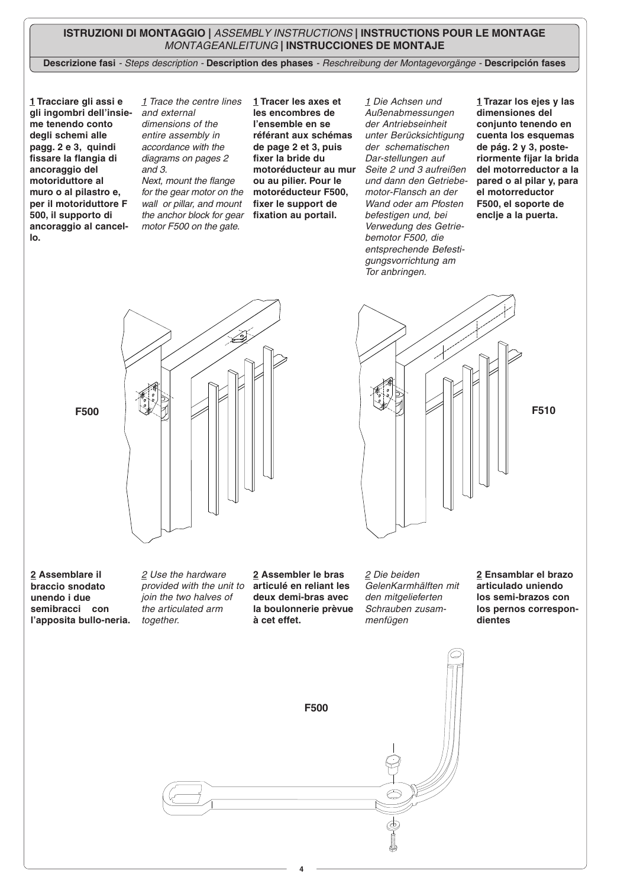**ISTRUZIONI DI MONTAGGIO |** *ASSEMBLY INSTRUCTIONS* **| INSTRUCTIONS POUR LE MONTAGE** *MONTAGEANLEITUNG* **| INSTRUCCIONES DE MONTAJE**

**Descrizione fasi** - *Steps description* - **Description des phases** - *Reschreibung der Montagevorgänge* - **Descripción fases**

**1 Tracciare gli assi e gli ingombri dell'insieme tenendo conto degli schemi alle pagg. 2 e 3, quindi fissare la flangia di ancoraggio del motoriduttore al muro o al pilastro e, per il motoriduttore F 500, il supporto di ancoraggio al cancello.**

*1 Trace the centre lines and external dimensions of the entire assembly in accordance with the diagrams on pages 2 and 3.*
*Next, mount the flange for the gear motor on the wall or pillar, and mount the anchor block for gear motor F500 on the gate.*

**1 Tracer les axes et les encombres de l'ensemble en se référant aux schémas de page 2 et 3, puis fixer la bride du motoréducteur au mur ou au pilier. Pour le motoréducteur F500, fixer le support de fixation au portail.**

*1 Die Achsen und Außenabmessungen der Antriebseinheit unter Berücksichtigung der schematischen Dar-stellungen auf Seite 2 und 3 aufreißen und dann den Getriebemotor-Flansch an der Wand oder am Pfosten befestigen und, bei Verwedung des Getriebemotor F500, die entsprechende Befestigungsvorrichtung am Tor anbringen.*

**1 Trazar los ejes y las dimensiones del conjunto teniendo en cuenta los esquemas de pág. 2 y 3, posteriormente fijar la brida del motorreductor a la pared o al pilar y, para el motorreductor F500, el soporte de enclje a la puerta.**

F500

F510

**2 Assemblare il braccio snodato unendo i due semibracci con l'apposita bullo-neria.**

*2 Use the hardware provided with the unit to join the two halves of the articulated arm together.*

**2 Assembler le bras articulé en reliant les deux demi-bras avec la boulonnerie prèvue à cet effet.**

*2 Die beiden GelenKarmhälften mit den mitgelieferten Schrauben zusammenfügen*

**2 Ensamblar el brazo articulado uniendo los semi-brazos con los pernos correspondientes**

F500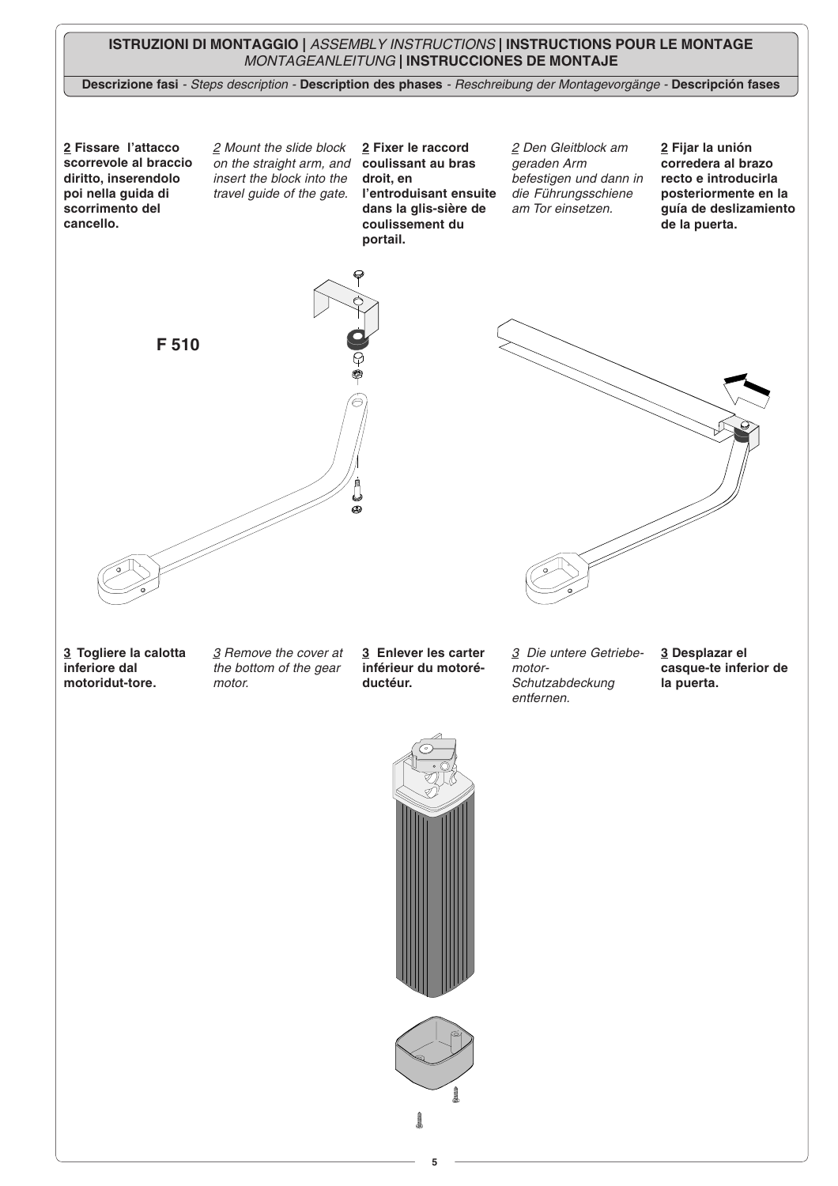**ISTRUZIONI DI MONTAGGIO |** *ASSEMBLY INSTRUCTIONS* **| INSTRUCTIONS POUR LE MONTAGE** *MONTAGEANLEITUNG* **| INSTRUCCIONES DE MONTAJE**

**Descrizione fasi** - *Steps description* - **Description des phases** - *Reschreibung der Montagevorgänge* - **Descripción fases**

**2 Fissare l'attacco scorrevole al braccio diritto, inserendolo poi nella guida di scorrimento del cancello.**

*2 Mount the slide block on the straight arm, and insert the block into the travel guide of the gate.*

**2 Fixer le raccord coulissant au bras droit, en l'entroduisant ensuite dans la glis-sière de coulissement du portail.**

*2 Den Gleitblock am geraden Arm befestigen und dann in die Führungsschiene am Tor einsetzen.*

**2 Fijar la unión corredera al brazo recto e introducirla posteriormente en la guía de deslizamiento de la puerta.**

F 510

**3 Togliere la calotta inferiore dal motoridut-tore.**

*3 Remove the cover at the bottom of the gear motor.*

**3 Enlever les carter inférieur du motoré-ductéur.**

*3 Die untere Getriebe-motor-Schutzabdeckung entfernen.*

**3 Desplazar el casque-te inferior de la puerta.**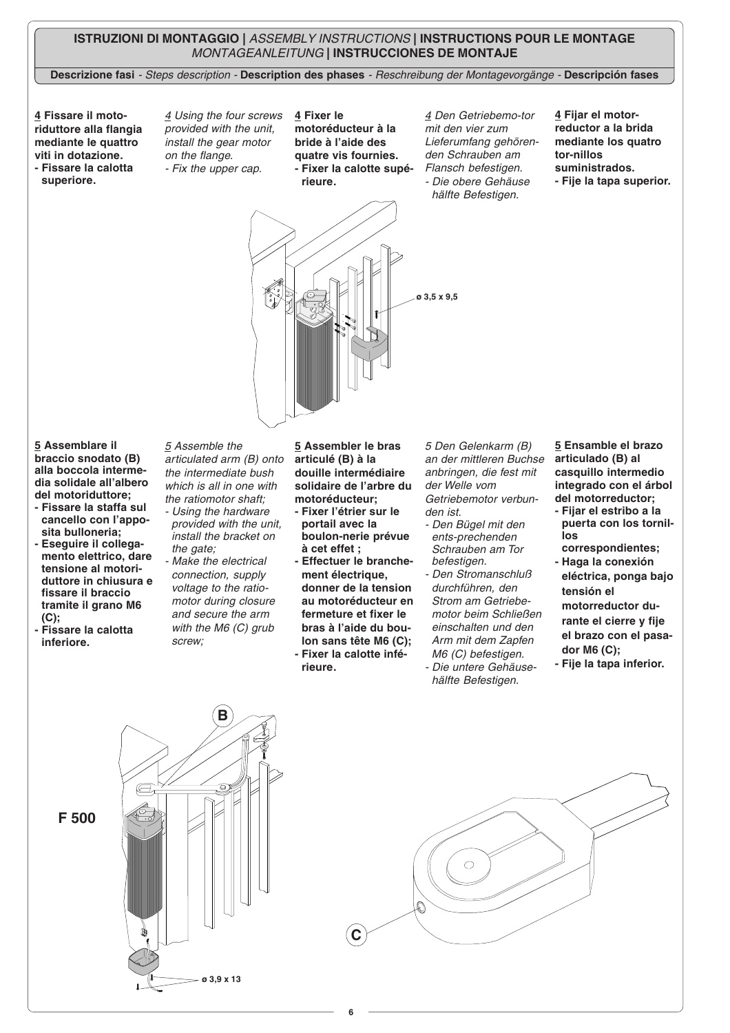**ISTRUZIONI DI MONTAGGIO |** *ASSEMBLY INSTRUCTIONS* **| INSTRUCTIONS POUR LE MONTAGE**
*MONTAGEANLEITUNG* **| INSTRUCCIONES DE MONTAJE**

**Descrizione fasi** - *Steps description* - **Description des phases** - *Reschreibung der Montagevorgänge* - **Descripción fases**

**4 Fissare il motoriduttore alla flangia mediante le quattro viti in dotazione.**
**- Fissare la calotta superiore.**

*4 Using the four screws provided with the unit, install the gear motor on the flange.*
*- Fix the upper cap.*

**4 Fixer le motoréducteur à la bride à l'aide des quatre vis fournies.**
**- Fixer la calotte supérieure.**

*4 Den Getriebemo-tor mit den vier zum Lieferumfang gehörenden Schrauben am Flansch befestigen.*
*- Die obere Gehäuse hälfte Befestigen.*

**4 Fijar el motorreductor a la brida mediante los quatro tor-nillos suministrados.**
**- Fije la tapa superior.**

ø 3,5 x 9,5

**5 Assemblare il braccio snodato (B) alla boccola intermedia solidale all'albero del motoriduttore;**
**- Fissare la staffa sul cancello con l'apposita bulloneria;**
**- Eseguire il collegamento elettrico, dare tensione al motoriduttore in chiusura e fissare il braccio tramite il grano M6 (C);**
**- Fissare la calotta inferiore.**

*5 Assemble the articulated arm (B) onto the intermediate bush which is all in one with the ratiomotor shaft;*
*- Using the hardware provided with the unit, install the bracket on the gate;*
*- Make the electrical connection, supply voltage to the ratiomotor during closure and secure the arm with the M6 (C) grub screw;*

**5 Assembler le bras articulé (B) à la douille intermédiaire solidaire de l'arbre du motoréducteur;**
**- Fixer l'étrier sur le portail avec la boulon-nerie prévue à cet effet ;**
**- Effectuer le branchement électrique, donner de la tension au motoréducteur en fermeture et fixer le bras à l'aide du boulon sans tête M6 (C);**
**- Fixer la calotte inférieure.**

*5 Den Gelenkarm (B) an der mittleren Buchse anbringen, die fest mit der Welle vom Getriebemotor verbunden ist.*
*- Den Bügel mit den ents-prechenden Schrauben am Tor befestigen.*
*- Den Stromanschluß durchführen, den Strom am Getriebemotor beim Schließen einschalten und den Arm mit dem Zapfen M6 (C) befestigen.*
*- Die untere Gehäusehälfte Befestigen.*

**5 Ensamble el brazo articulado (B) al casquillo intermedio integrado con el árbol del motorreductor;**
**- Fijar el estribo a la puerta con los tornillos correspondientes;**
**- Haga la conexión eléctrica, ponga bajo tensión el motorreductor durante el cierre y fije el brazo con el pasador M6 (C);**
**- Fije la tapa inferior.**

B

F 500

C

ø 3,9 x 13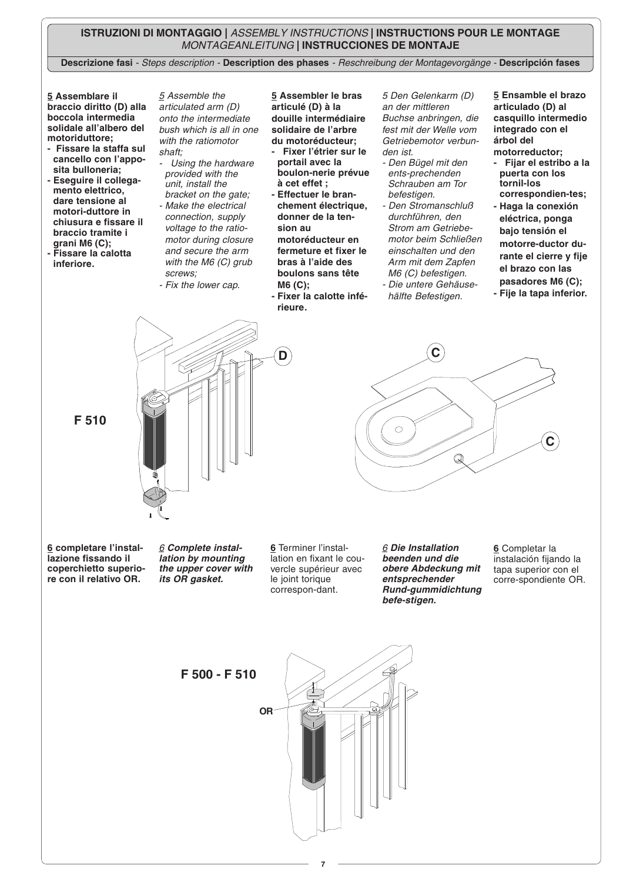**ISTRUZIONI DI MONTAGGIO |** *ASSEMBLY INSTRUCTIONS* **| INSTRUCTIONS POUR LE MONTAGE**
*MONTAGEANLEITUNG* **| INSTRUCCIONES DE MONTAJE**

**Descrizione fasi** - *Steps description* - **Description des phases** - *Reschreibung der Montagevorgänge* - **Descripción fases**

**5 Assemblare il braccio diritto (D) alla boccola intermedia solidale all'albero del motoriduttore;**
- **Fissare la staffa sul cancello con l'apposita bulloneria;**
- **Eseguire il collegamento elettrico, dare tensione al motori-duttore in chiusura e fissare il braccio tramite i grani M6 (C);**
- **Fissare la calotta inferiore.**

*5 Assemble the articulated arm (D) onto the intermediate bush which is all in one with the ratiomotor shaft;*
- *Using the hardware provided with the unit, install the bracket on the gate;*
- *Make the electrical connection, supply voltage to the ratiomotor during closure and secure the arm with the M6 (C) grub screws;*
- *Fix the lower cap.*

**5 Assembler le bras articulé (D) à la douille intermédiaire solidaire de l'arbre du motoréducteur;**
- **Fixer l'étrier sur le portail avec la boulon-nerie prévue à cet effet ;**
- **Effectuer le branchement électrique, donner de la tension au motoréducteur en fermeture et fixer le bras à l'aide des boulons sans tête M6 (C);**
- **Fixer la calotte inférieure.**

*5 Den Gelenkarm (D) an der mittleren Buchse anbringen, die fest mit der Welle vom Getriebemotor verbunden ist.*
- *Den Bügel mit den ents-prechenden Schrauben am Tor befestigen.*
- *Den Stromanschluß durchführen, den Strom am Getriebemotor beim Schließen einschalten und den Arm mit dem Zapfen M6 (C) befestigen.*
- *Die untere Gehäusehälfte Befestigen.*

**5 Ensamble el brazo articulado (D) al casquillo intermedio integrado con el árbol del motorreductor;**
- **Fijar el estribo a la puerta con los tornil-los correspondien-tes;**
- **Haga la conexión eléctrica, ponga bajo tensión el motorre-ductor durante el cierre y fije el brazo con las pasadores M6 (C);**
- **Fije la tapa inferior.**

F 510

D

C

C

**6 completare l'installazione fissando il coperchietto superiore con il relativo OR.**

***6 Complete installation by mounting the upper cover with its OR gasket.***

**6** Terminer l'installation en fixant le couvercle supérieur avec le joint torique correspon-dant.

***6 Die Installation beenden und die obere Abdeckung mit entsprechender Rund-gummidichtung befe-stigen.***

**6** Completar la instalación fijando la tapa superior con el corre-spondiente OR.

F 500 - F 510

OR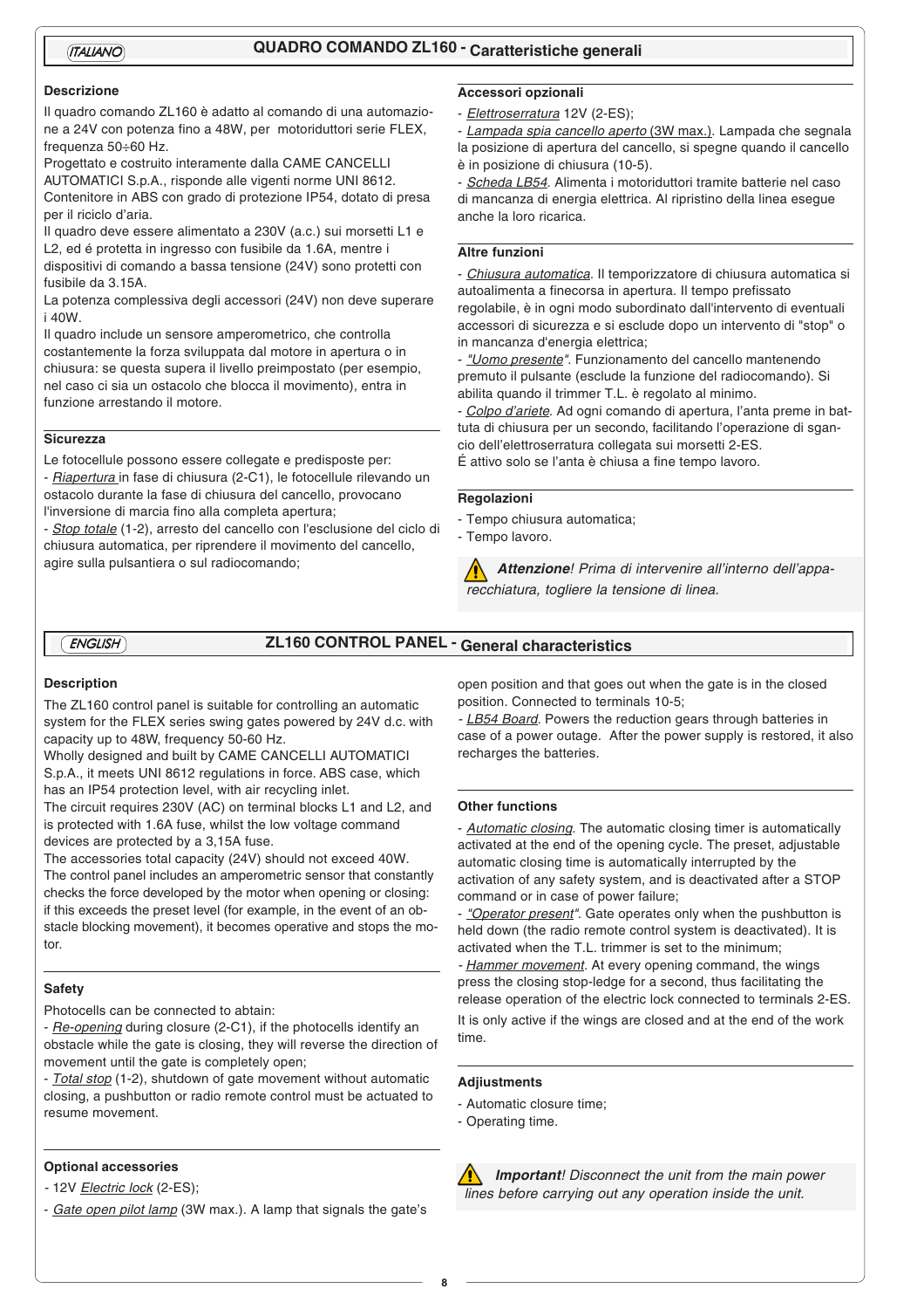ITALIANO

## QUADRO COMANDO ZL160 - Caratteristiche generali

### Descrizione

Il quadro comando ZL160 è adatto al comando di una automazione a 24V con potenza fino a 48W, per motoriduttori serie FLEX, frequenza 50÷60 Hz.
Progettato e costruito interamente dalla CAME CANCELLI AUTOMATICI S.p.A., risponde alle vigenti norme UNI 8612.
Contenitore in ABS con grado di protezione IP54, dotato di presa per il riciclo d'aria.
Il quadro deve essere alimentato a 230V (a.c.) sui morsetti L1 e L2, ed é protetta in ingresso con fusibile da 1.6A, mentre i dispositivi di comando a bassa tensione (24V) sono protetti con fusibile da 3.15A.
La potenza complessiva degli accessori (24V) non deve superare i 40W.
Il quadro include un sensore amperometrico, che controlla costantemente la forza sviluppata dal motore in apertura o in chiusura: se questa supera il livello preimpostato (per esempio, nel caso ci sia un ostacolo che blocca il movimento), entra in funzione arrestando il motore.

### Sicurezza

Le fotocellule possono essere collegate e predisposte per:
- _Riapertura_ in fase di chiusura (2-C1), le fotocellule rilevando un ostacolo durante la fase di chiusura del cancello, provocano l'inversione di marcia fino alla completa apertura;
- _Stop totale_ (1-2), arresto del cancello con l'esclusione del ciclo di chiusura automatica, per riprendere il movimento del cancello, agire sulla pulsantiera o sul radiocomando;

### Accessori opzionali

- _Elettroserratura_ 12V (2-ES);
- _Lampada spia cancello aperto_ (3W max.). Lampada che segnala la posizione di apertura del cancello, si spegne quando il cancello è in posizione di chiusura (10-5).
- _Scheda LB54_. Alimenta i motoriduttori tramite batterie nel caso di mancanza di energia elettrica. Al ripristino della linea esegue anche la loro ricarica.

### Altre funzioni

- _Chiusura automatica_. Il temporizzatore di chiusura automatica si autoalimenta a finecorsa in apertura. Il tempo prefissato regolabile, è in ogni modo subordinato dall'intervento di eventuali accessori di sicurezza e si esclude dopo un intervento di "stop" o in mancanza d'energia elettrica;
- _"Uomo presente"_. Funzionamento del cancello mantenendo premuto il pulsante (esclude la funzione del radiocomando). Si abilita quando il trimmer T.L. è regolato al minimo.
- _Colpo d'ariete_. Ad ogni comando di apertura, l'anta preme in battuta di chiusura per un secondo, facilitando l'operazione di sgancio dell'elettroserratura collegata sui morsetti 2-ES.
É attivo solo se l'anta è chiusa a fine tempo lavoro.

### Regolazioni

- Tempo chiusura automatica;
- Tempo lavoro.

⚠ ***Attenzione**! Prima di intervenire all'interno dell'apparecchiatura, togliere la tensione di linea.*

ENGLISH

## ZL160 CONTROL PANEL - General characteristics

### Description

The ZL160 control panel is suitable for controlling an automatic system for the FLEX series swing gates powered by 24V d.c. with capacity up to 48W, frequency 50-60 Hz.
Wholly designed and built by CAME CANCELLI AUTOMATICI S.p.A., it meets UNI 8612 regulations in force. ABS case, which has an IP54 protection level, with air recycling inlet.
The circuit requires 230V (AC) on terminal blocks L1 and L2, and is protected with 1.6A fuse, whilst the low voltage command devices are protected by a 3,15A fuse.
The accessories total capacity (24V) should not exceed 40W.
The control panel includes an amperometric sensor that constantly checks the force developed by the motor when opening or closing: if this exceeds the preset level (for example, in the event of an obstacle blocking movement), it becomes operative and stops the motor.

### Safety

Photocells can be connected to obtain:
- _Re-opening_ during closure (2-C1), if the photocells identify an obstacle while the gate is closing, they will reverse the direction of movement until the gate is completely open;
- _Total stop_ (1-2), shutdown of gate movement without automatic closing, a pushbutton or radio remote control must be actuated to resume movement.

### Optional accessories

- 12V _Electric lock_ (2-ES);
- _Gate open pilot lamp_ (3W max.). A lamp that signals the gate's open position and that goes out when the gate is in the closed position. Connected to terminals 10-5;
- _LB54 Board_. Powers the reduction gears through batteries in case of a power outage. After the power supply is restored, it also recharges the batteries.

### Other functions

- _Automatic closing_. The automatic closing timer is automatically activated at the end of the opening cycle. The preset, adjustable automatic closing time is automatically interrupted by the activation of any safety system, and is deactivated after a STOP command or in case of power failure;
- _"Operator present"_. Gate operates only when the pushbutton is held down (the radio remote control system is deactivated). It is activated when the T.L. trimmer is set to the minimum;
- _Hammer movement_. At every opening command, the wings press the closing stop-ledge for a second, thus facilitating the release operation of the electric lock connected to terminals 2-ES.
It is only active if the wings are closed and at the end of the work time.

### Adjustments

- Automatic closure time;
- Operating time.

⚠ ***Important**! Disconnect the unit from the main power lines before carrying out any operation inside the unit.*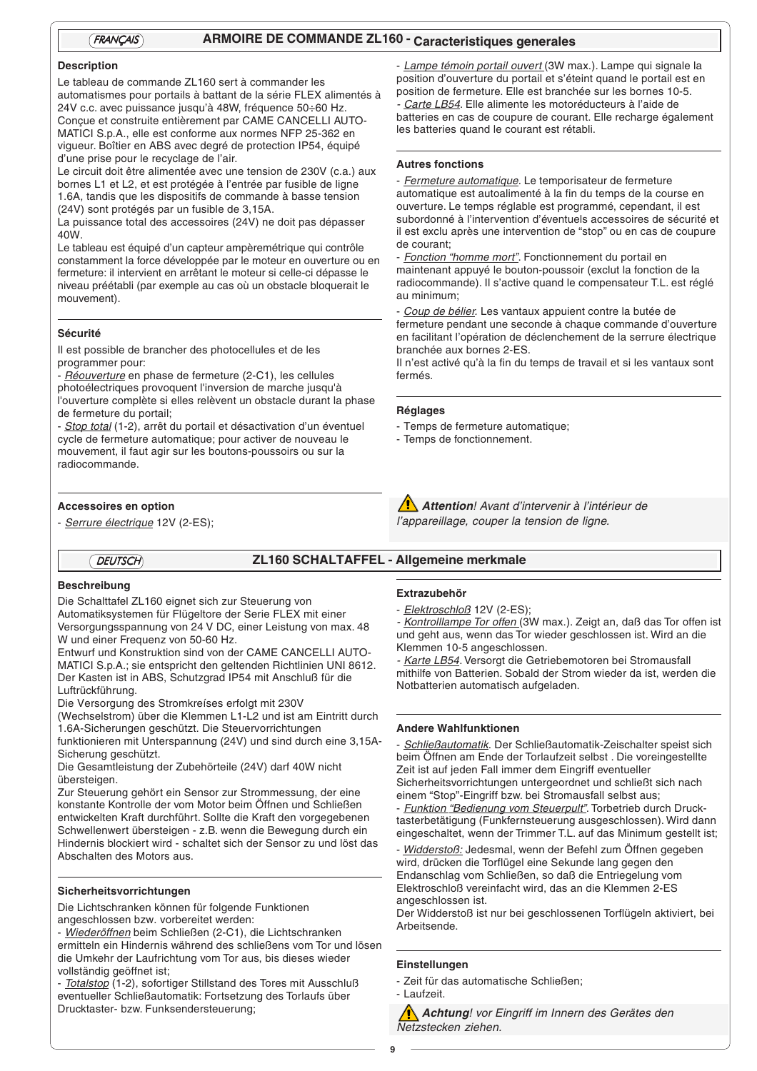FRANÇAIS

## ARMOIRE DE COMMANDE ZL160 - Caracteristiques generales

### Description

Le tableau de commande ZL160 sert à commander les automatismes pour portails à battant de la série FLEX alimentés à 24V c.c. avec puissance jusqu'à 48W, fréquence 50÷60 Hz.
Conçue et construite entièrement par CAME CANCELLI AUTOMATICI S.p.A., elle est conforme aux normes NFP 25-362 en vigueur. Boîtier en ABS avec degré de protection IP54, équipé d'une prise pour le recyclage de l'air.
Le circuit doit être alimentée avec une tension de 230V (c.a.) aux bornes L1 et L2, et est protégée à l'entrée par fusible de ligne 1.6A, tandis que les dispositifs de commande à basse tension (24V) sont protégés par un fusible de 3,15A.
La puissance total des accessoires (24V) ne doit pas dépasser 40W.
Le tableau est équipé d'un capteur ampèremétrique qui contrôle constamment la force développée par le moteur en ouverture ou en fermeture: il intervient en arrêtant le moteur si celle-ci dépasse le niveau préétabli (par exemple au cas où un obstacle bloquerait le mouvement).

### Sécurité

Il est possible de brancher des photocellules et de les programmer pour:
- _Réouverture_ en phase de fermeture (2-C1), les cellules photoélectriques provoquent l'inversion de marche jusqu'à l'ouverture complète si elles relèvent un obstacle durant la phase de fermeture du portail;
- _Stop total_ (1-2), arrêt du portail et désactivation d'un éventuel cycle de fermeture automatique; pour activer de nouveau le mouvement, il faut agir sur les boutons-poussoirs ou sur la radiocommande.

### Accessoires en option

- _Serrure électrique_ 12V (2-ES);
- _Lampe témoin portail ouvert_ (3W max.). Lampe qui signale la position d'ouverture du portail et s'éteint quand le portail est en position de fermeture. Elle est branchée sur les bornes 10-5.
- _Carte LB54_. Elle alimente les motoréducteurs à l'aide de batteries en cas de coupure de courant. Elle recharge également les batteries quand le courant est rétabli.

### Autres fonctions

- _Fermeture automatique_. Le temporisateur de fermeture automatique est autoalimenté à la fin du temps de la course en ouverture. Le temps réglable est programmé, cependant, il est subordonné à l'intervention d'éventuels accessoires de sécurité et il est exclu après une intervention de "stop" ou en cas de coupure de courant;
- _Fonction "homme mort"_. Fonctionnement du portail en maintenant appuyé le bouton-poussoir (exclut la fonction de la radiocommande). Il s'active quand le compensateur T.L. est réglé au minimum;
- _Coup de bélier_. Les vantaux appuient contre la butée de fermeture pendant une seconde à chaque commande d'ouverture en facilitant l'opération de déclenchement de la serrure électrique branchée aux bornes 2-ES.
Il n'est activé qu'à la fin du temps de travail et si les vantaux sont fermés.

### Réglages

- Temps de fermeture automatique;
- Temps de fonctionnement.

⚠ ***Attention**! Avant d'intervenir à l'intérieur de l'appareillage, couper la tension de ligne.*

DEUTSCH

## ZL160 SCHALTAFFEL - Allgemeine merkmale

### Beschreibung

Die Schalttafel ZL160 eignet sich zur Steuerung von Automatiksystemen für Flügeltore der Serie FLEX mit einer Versorgungsspannung von 24 V DC, einer Leistung von max. 48 W und einer Frequenz von 50-60 Hz.
Entwurf und Konstruktion sind von der CAME CANCELLI AUTOMATICI S.p.A.; sie entspricht den geltenden Richtlinien UNI 8612.
Der Kasten ist in ABS, Schutzgrad IP54 mit Anschluß für die Luftrückführung.
Die Versorgung des Stromkreises erfolgt mit 230V (Wechselstrom) über die Klemmen L1-L2 und ist am Eintritt durch 1.6A-Sicherungen geschützt. Die Steuervorrichtungen funktionieren mit Unterspannung (24V) und sind durch eine 3,15A-Sicherung geschützt.
Die Gesamtleistung der Zubehörteile (24V) darf 40W nicht übersteigen.
Zur Steuerung gehört ein Sensor zur Strommessung, der eine konstante Kontrolle der vom Motor beim Öffnen und Schließen entwickelten Kraft durchführt. Sollte die Kraft den vorgegebenen Schwellenwert übersteigen - z.B. wenn die Bewegung durch ein Hindernis blockiert wird - schaltet sich der Sensor zu und löst das Abschalten des Motors aus.

### Sicherheitsvorrichtungen

Die Lichtschranken können für folgende Funktionen angeschlossen bzw. vorbereitet werden:
- _Wiederöffnen_ beim Schließen (2-C1), die Lichtschranken ermitteln ein Hindernis während des schließens vom Tor und lösen die Umkehr der Laufrichtung vom Tor aus, bis dieses wieder vollständig geöffnet ist;
- _Totalstop_ (1-2), sofortiger Stillstand des Tores mit Ausschluß eventueller Schließautomatik: Fortsetzung des Torlaufs über Drucktaster- bzw. Funksendersteuerung;

### Extrazubehör

- _Elektroschloß_ 12V (2-ES);
- _Kontrollampe Tor offen_ (3W max.). Zeigt an, daß das Tor offen ist und geht aus, wenn das Tor wieder geschlossen ist. Wird an die Klemmen 10-5 angeschlossen.
- _Karte LB54_. Versorgt die Getriebemotoren bei Stromausfall mithilfe von Batterien. Sobald der Strom wieder da ist, werden die Notbatterien automatisch aufgeladen.

### Andere Wahlfunktionen

- _Schließautomatik_. Der Schließautomatik-Zeischalter speist sich beim Öffnen am Ende der Torlaufzeit selbst . Die voreingestellte Zeit ist auf jeden Fall immer dem Eingriff eventueller Sicherheitsvorrichtungen untergeordnet und schließt sich nach einem "Stop"-Eingriff bzw. bei Stromausfall selbst aus;
- _Funktion "Bedienung vom Steuerpult"_. Torbetrieb durch Drucktasterbetätigung (Funkfernsteuerung ausgeschlossen). Wird dann eingeschaltet, wenn der Trimmer T.L. auf das Minimum gestellt ist;
- _Widderstoß:_ Jedesmal, wenn der Befehl zum Öffnen gegeben wird, drücken die Torflügel eine Sekunde lang gegen den Endanschlag vom Schließen, so daß die Entriegelung vom Elektroschloß vereinfacht wird, das an die Klemmen 2-ES angeschlossen ist.
Der Widderstoß ist nur bei geschlossenen Torflügeln aktiviert, bei Arbeitsende.

### Einstellungen

- Zeit für das automatische Schließen;
- Laufzeit.

⚠ ***Achtung**! vor Eingriff im Innern des Gerätes den Netzstecken ziehen.*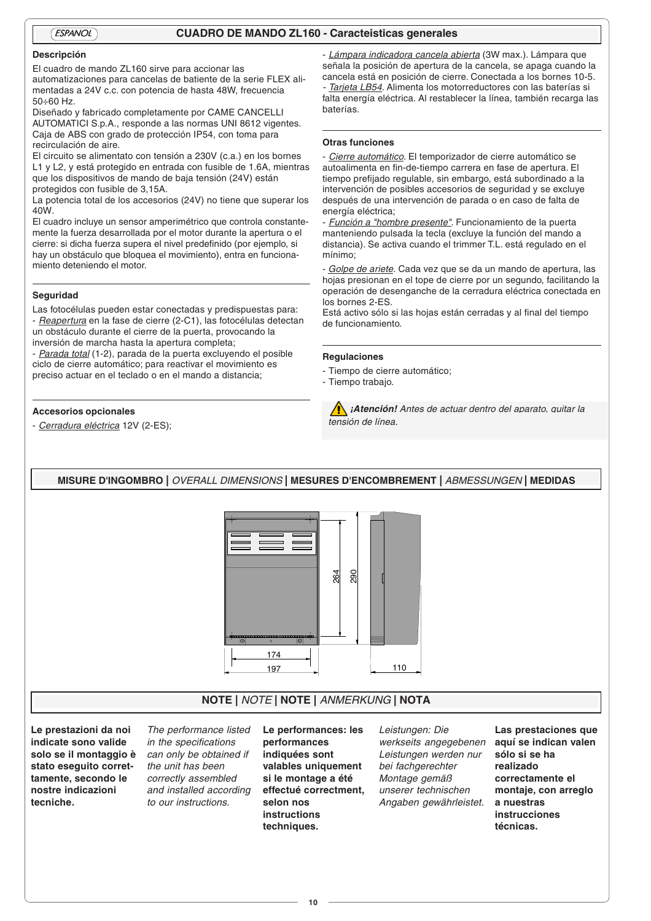ESPAÑOL

## CUADRO DE MANDO ZL160 - Caracteisticas generales

### Descripción

El cuadro de mando ZL160 sirve para accionar las automatizaciones para cancelas de batiente de la serie FLEX alimentadas a 24V c.c. con potencia de hasta 48W, frecuencia 50÷60 Hz.
Diseñado y fabricado completamente por CAME CANCELLI AUTOMATICI S.p.A., responde a las normas UNI 8612 vigentes. Caja de ABS con grado de protección IP54, con toma para recirculación de aire.
El circuito se alimentato con tensión a 230V (c.a.) en los bornes L1 y L2, y está protegido en entrada con fusible de 1.6A, mientras que los dispositivos de mando de baja tensión (24V) están protegidos con fusible de 3,15A.
La potencia total de los accesorios (24V) no tiene que superar los 40W.
El cuadro incluye un sensor amperimétrico que controla constantemente la fuerza desarrollada por el motor durante la apertura o el cierre: si dicha fuerza supera el nivel predefinido (por ejemplo, si hay un obstáculo que bloquea el movimiento), entra en funcionamiento deteniendo el motor.

### Seguridad

Las fotocélulas pueden estar conectadas y predispuestas para:
- _Reapertura_ en la fase de cierre (2-C1), las fotocélulas detectan un obstáculo durante el cierre de la puerta, provocando la inversión de marcha hasta la apertura completa;
- _Parada total_ (1-2), parada de la puerta excluyendo el posible ciclo de cierre automático; para reactivar el movimiento es preciso actuar en el teclado o en el mando a distancia;

### Accesorios opcionales

- _Cerradura eléctrica_ 12V (2-ES);
- _Lámpara indicadora cancela abierta_ (3W max.). Lámpara que señala la posición de apertura de la cancela, se apaga cuando la cancela está en posición de cierre. Conectada a los bornes 10-5.
- _Tarjeta LB54_. Alimenta los motorreductores con las baterías si falta energía eléctrica. Al restablecer la línea, también recarga las baterías.

### Otras funciones

- _Cierre automático_. El temporizador de cierre automático se autoalimenta en fin-de-tiempo carrera en fase de apertura. El tiempo prefijado regulable, sin embargo, está subordinado a la intervención de posibles accesorios de seguridad y se excluye después de una intervención de parada o en caso de falta de energía eléctrica;
- _Función a "hombre presente"_. Funcionamiento de la puerta manteniendo pulsada la tecla (excluye la función del mando a distancia). Se activa cuando el trimmer T.L. está regulado en el mínimo;
- _Golpe de ariete_. Cada vez que se da un mando de apertura, las hojas presionan en el tope de cierre por un segundo, facilitando la operación de desenganche de la cerradura eléctrica conectada en los bornes 2-ES.
Está activo sólo si las hojas están cerradas y al final del tiempo de funcionamiento.

### Regulaciones

- Tiempo de cierre automático;
- Tiempo trabajo.

⚠ ***¡Atención!*** *Antes de actuar dentro del aparato, quitar la tensión de línea.*

## MISURE D'INGOMBRO | *OVERALL DIMENSIONS* | MESURES D'ENCOMBREMENT | *ABMESSUNGEN* | MEDIDAS

264
290
174
197
110

## NOTE | *NOTE* | NOTE | *ANMERKUNG* | NOTA

**Le prestazioni da noi indicate sono valide solo se il montaggio è stato eseguito correttamente, secondo le nostre indicazioni tecniche.**

*The performance listed in the specifications can only be obtained if the unit has been correctly assembled and installed according to our instructions.*

**Le performances: les performances indiquées sont valables uniquement si le montage a été effectué correctment, selon nos instructions techniques.**

*Leistungen: Die werkseits angegebenen Leistungen werden nur bei fachgerechter Montage gemäß unserer technischen Angaben gewährleistet.*

**Las prestaciones que aquí se indican valen sólo si se ha realizado correctamente el montaje, con arreglo a nuestras instrucciones técnicas.**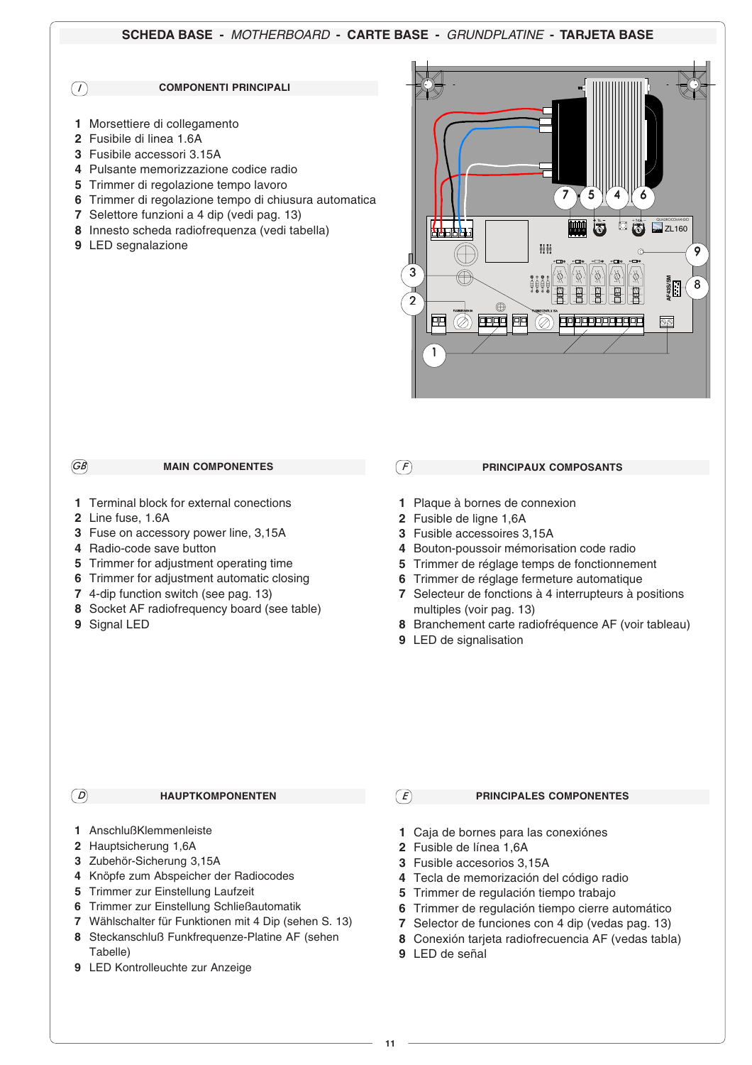# SCHEDA BASE - *MOTHERBOARD* - CARTE BASE - *GRUNDPLATINE* - TARJETA BASE

## (I) COMPONENTI PRINCIPALI

1. Morsettiere di collegamento
2. Fusibile di linea 1.6A
3. Fusibile accessori 3.15A
4. Pulsante memorizzazione codice radio
5. Trimmer di regolazione tempo lavoro
6. Trimmer di regolazione tempo di chiusura automatica
7. Selettore funzioni a 4 dip (vedi pag. 13)
8. Innesto scheda radiofrequenza (vedi tabella)
9. LED segnalazione

## (GB) MAIN COMPONENTES

1. Terminal block for external conections
2. Line fuse, 1.6A
3. Fuse on accessory power line, 3,15A
4. Radio-code save button
5. Trimmer for adjustment operating time
6. Trimmer for adjustment automatic closing
7. 4-dip function switch (see pag. 13)
8. Socket AF radiofrequency board (see table)
9. Signal LED

## (F) PRINCIPAUX COMPOSANTS

1. Plaque à bornes de connexion
2. Fusible de ligne 1,6A
3. Fusible accessoires 3,15A
4. Bouton-poussoir mémorisation code radio
5. Trimmer de réglage temps de fonctionnement
6. Trimmer de réglage fermeture automatique
7. Selecteur de fonctions à 4 interrupteurs à positions multiples (voir pag. 13)
8. Branchement carte radiofréquence AF (voir tableau)
9. LED de signalisation

## (D) HAUPTKOMPONENTEN

1. AnschlußKlemmenleiste
2. Hauptsicherung 1,6A
3. Zubehör-Sicherung 3,15A
4. Knöpfe zum Abspeicher der Radiocodes
5. Trimmer zur Einstellung Laufzeit
6. Trimmer zur Einstellung Schließautomatik
7. Wählschalter für Funktionen mit 4 Dip (sehen S. 13)
8. Steckanschluß Funkfrequenze-Platine AF (sehen Tabelle)
9. LED Kontrolleuchte zur Anzeige

## (E) PRINCIPALES COMPONENTES

1. Caja de bornes para las conexiónes
2. Fusible de línea 1,6A
3. Fusible accesorios 3,15A
4. Tecla de memorización del código radio
5. Trimmer de regulación tiempo trabajo
6. Trimmer de regulación tiempo cierre automático
7. Selector de funciones con 4 dip (vedas pag. 13)
8. Conexión tarjeta radiofrecuencia AF (vedas tabla)
9. LED de señal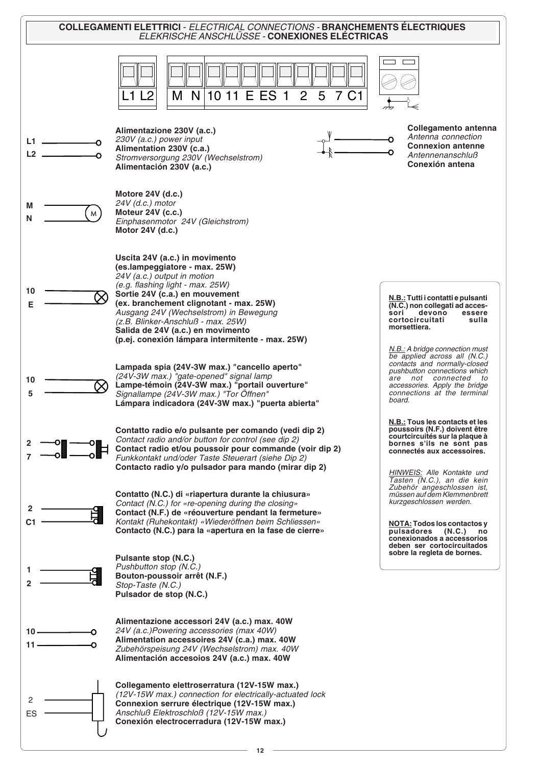## **COLLEGAMENTI ELETTRICI** - *ELECTRICAL CONNECTIONS* - **BRANCHEMENTS ÉLECTRIQUES** *ELEKRISCHE ANSCHLÜSSE* - **CONEXIONES ELÉCTRICAS**

L1 L2 | M N 10 11 E ES 1 2 5 7 C1

**L1 / L2**

**Alimentazione 230V (a.c.)**
*230V (a.c.) power input*
**Alimentation 230V (c.a.)**
*Stromversorgung 230V (Wechselstrom)*
**Alimentación 230V (a.c.)**

**Collegamento antenna**
*Antenna connection*
**Connexion antenne**
*Antennenanschluß*
**Conexión antena**

**M / N**

**Motore 24V (d.c.)**
*24V (d.c.) motor*
**Moteur 24V (c.c.)**
*Einphasenmotor 24V (Gleichstrom)*
**Motor 24V (d.c.)**

**10 / E**

**Uscita 24V (a.c.) in movimento (es.lampeggiatore - max. 25W)**
*24V (a.c.) output in motion (e.g. flashing light - max. 25W)*
**Sortie 24V (c.a.) en mouvement (ex. branchement clignotant - max. 25W)**
*Ausgang 24V (Wechselstrom) in Bewegung (z.B. Blinker-Anschluß - max. 25W)*
**Salida de 24V (a.c.) en movimento (p.ej. conexión lámpara intermitente - max. 25W)**

**10 / 5**

**Lampada spia (24V-3W max.) "cancello aperto"**
*(24V-3W max.) "gate-opened" signal lamp*
**Lampe-témoin (24V-3W max.) "portail ouverture"**
*Signallampe (24V-3W max.) "Tor Öffnen"*
**Lámpara indicadora (24V-3W max.) "puerta abierta"**

**2 / 7**

**Contatto radio e/o pulsante per comando (vedi dip 2)**
*Contact radio and/or button for control (see dip 2)*
**Contact radio et/ou poussoir pour commande (voir dip 2)**
*Funkkontakt und/oder Taste Steuerart (siehe Dip 2)*
**Contacto radio y/o pulsador para mando (mirar dip 2)**

**2 / C1**

**Contatto (N.C.) di «riapertura durante la chiusura»**
*Contact (N.C.) for «re-opening during the closing»*
**Contact (N.F.) de «réouverture pendant la fermeture»**
*Kontakt (Ruhekontakt) «Wiederöffnen beim Schliessen»*
**Contacto (N.C.) para la «apertura en la fase de cierre»**

**1 / 2**

**Pulsante stop (N.C.)**
*Pushbutton stop (N.C.)*
**Bouton-poussoir arrêt (N.F.)**
*Stop-Taste (N.C.)*
**Pulsador de stop (N.C.)**

**10 / 11**

**Alimentazione accessori 24V (a.c.) max. 40W**
*24V (a.c.)Powering accessories (max 40W)*
**Alimentation accessoires 24V (c.a.) max. 40W**
*Zubehörspeisung 24V (Wechselstrom) max. 40W*
**Alimentación accesoios 24V (a.c.) max. 40W**

**2 / ES**

**Collegamento elettroserratura (12V-15W max.)**
*(12V-15W max.) connection for electrically-actuated lock*
**Connexion serrure électrique (12V-15W max.)**
*Anschluß Elektroschloß (12V-15W max.)*
**Conexión electrocerradura (12V-15W max.)**

---

**N.B.: Tutti i contatti e pulsanti (N.C.) non collegati ad accessori devono essere cortocircuitati sulla morsettiera.**

*N.B.: A bridge connection must be applied across all (N.C.) contacts and normally-closed pushbutton connections which are not connected to accessories. Apply the bridge connections at the terminal board.*

**N.B.: Tous les contacts et les poussoirs (N.F.) doivent être courtcircuités sur la plaque à bornes s'ils ne sont pas connectés aux accessoires.**

*HINWEIS: Alle Kontakte und Tasten (N.C.), an die kein Zubehör angeschlossen ist, müssen auf dem Klemmenbrett kurzgeschlossen werden.*

**NOTA: Todos los contactos y pulsadores (N.C.) no conexionados a accessorios deben ser cortocircuitados sobre la regleta de bornes.**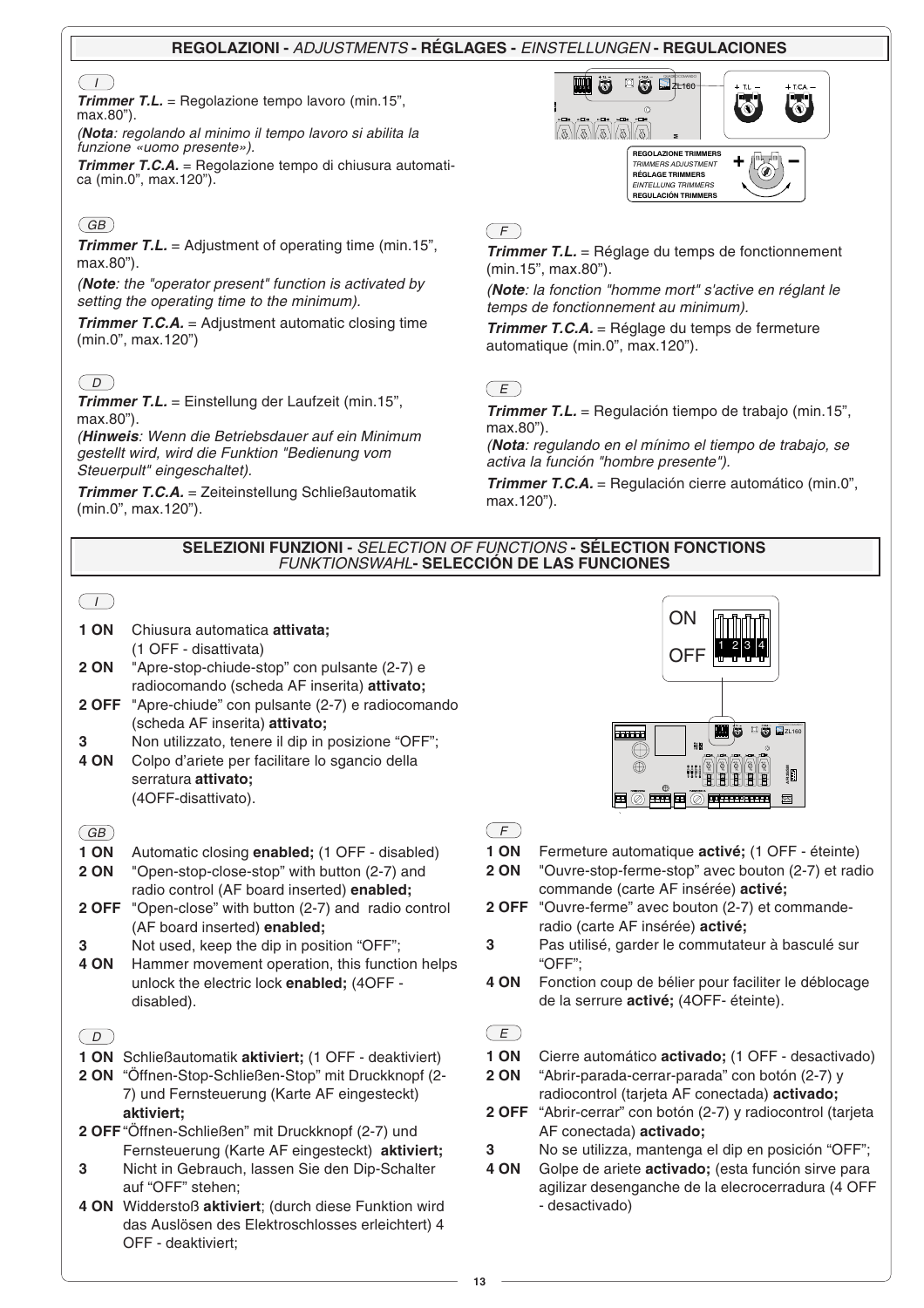## REGOLAZIONI - *ADJUSTMENTS* - RÉGLAGES - *EINSTELLUNGEN* - REGULACIONES

*I*

***Trimmer T.L.*** = Regolazione tempo lavoro (min.15", max.80").

*(**Nota**: regolando al minimo il tempo lavoro si abilita la funzione «uomo presente»).*

***Trimmer T.C.A.*** = Regolazione tempo di chiusura automatica (min.0", max.120").

*GB*

***Trimmer T.L.*** = Adjustment of operating time (min.15", max.80").

*(**Note**: the "operator present" function is activated by setting the operating time to the minimum).*

***Trimmer T.C.A.*** = Adjustment automatic closing time (min.0", max.120")

*D*

***Trimmer T.L.*** = Einstellung der Laufzeit (min.15", max.80").

*(**Hinweis**: Wenn die Betriebsdauer auf ein Minimum gestellt wird, wird die Funktion "Bedienung vom Steuerpult" eingeschaltet).*

***Trimmer T.C.A.*** = Zeiteinstellung Schließautomatik (min.0", max.120").

REGOLAZIONE TRIMMERS
*TRIMMERS ADJUSTMENT*
RÉGLAGE TRIMMERS
*EINSTELLUNG TRIMMERS*
REGULACIÓN TRIMMERS

*F*

***Trimmer T.L.*** = Réglage du temps de fonctionnement (min.15", max.80").

*(**Note**: la fonction "homme mort" s'active en réglant le temps de fonctionnement au minimum).*

***Trimmer T.C.A.*** = Réglage du temps de fermeture automatique (min.0", max.120").

*E*

***Trimmer T.L.*** = Regulación tiempo de trabajo (min.15", max.80").

*(**Nota**: regulando en el mínimo el tiempo de trabajo, se activa la función "hombre presente").*

***Trimmer T.C.A.*** = Regulación cierre automático (min.0", max.120").

## SELEZIONI FUNZIONI - *SELECTION OF FUNCTIONS* - SÉLECTION FONCTIONS *FUNKTIONSWAHL* - SELECCIÓN DE LAS FUNCIONES

*I*

**1 ON** Chiusura automatica **attivata;** (1 OFF - disattivata)
**2 ON** "Apre-stop-chiude-stop" con pulsante (2-7) e radiocomando (scheda AF inserita) **attivato;**
**2 OFF** "Apre-chiude" con pulsante (2-7) e radiocomando (scheda AF inserita) **attivato;**
**3** Non utilizzato, tenere il dip in posizione "OFF";
**4 ON** Colpo d'ariete per facilitare lo sgancio della serratura **attivato;** (4OFF-disattivato).

*GB*

**1 ON** Automatic closing **enabled;** (1 OFF - disabled)
**2 ON** "Open-stop-close-stop" with button (2-7) and radio control (AF board inserted) **enabled;**
**2 OFF** "Open-close" with button (2-7) and radio control (AF board inserted) **enabled;**
**3** Not used, keep the dip in position "OFF";
**4 ON** Hammer movement operation, this function helps unlock the electric lock **enabled;** (4OFF - disabled).

*D*

**1 ON** Schließautomatik **aktiviert;** (1 OFF - deaktiviert)
**2 ON** "Öffnen-Stop-Schließen-Stop" mit Druckknopf (2-7) und Fernsteuerung (Karte AF eingesteckt) **aktiviert;**
**2 OFF** "Öffnen-Schließen" mit Druckknopf (2-7) und Fernsteuerung (Karte AF eingesteckt) **aktiviert;**
**3** Nicht in Gebrauch, lassen Sie den Dip-Schalter auf "OFF" stehen;
**4 ON** Widderstoß **aktiviert**; (durch diese Funktion wird das Auslösen des Elektroschlosses erleichtert) 4 OFF - deaktiviert;

*F*

**1 ON** Fermeture automatique **activé;** (1 OFF - éteinte)
**2 ON** "Ouvre-stop-ferme-stop" avec bouton (2-7) et radio commande (carte AF insérée) **activé;**
**2 OFF** "Ouvre-ferme" avec bouton (2-7) et commande-radio (carte AF insérée) **activé;**
**3** Pas utilisé, garder le commutateur à basculé sur "OFF";
**4 ON** Fonction coup de bélier pour faciliter le déblocage de la serrure **activé;** (4OFF- éteinte).

*E*

**1 ON** Cierre automático **activado;** (1 OFF - desactivado)
**2 ON** "Abrir-parada-cerrar-parada" con botón (2-7) y radiocontrol (tarjeta AF conectada) **activado;**
**2 OFF** "Abrir-cerrar" con botón (2-7) y radiocontrol (tarjeta AF conectada) **activado;**
**3** No se utiliza, mantenga el dip en posición "OFF";
**4 ON** Golpe de ariete **activado;** (esta función sirve para agilizar desenganche de la elecrocerradura (4 OFF - desactivado)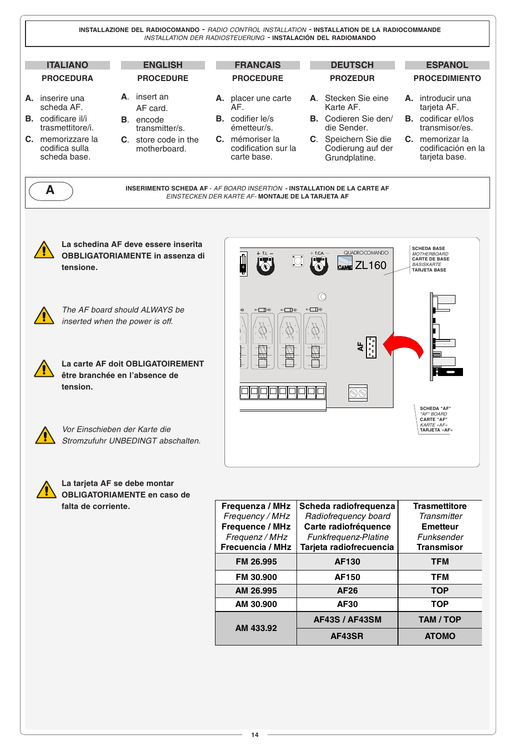**INSTALLAZIONE DEL RADIOCOMANDO** - *RADIO CONTROL INSTALLATION* - **INSTALLATION DE LA RADIOCOMMANDE**
*INSTALLATION DER RADIOSTEUERUNG* - **INSTALACIÓN DEL RADIOMANDO**

## ITALIANO

### PROCEDURA

**A.** inserire una scheda AF.
**B.** codificare il/i trasmettitore/i.
**C.** memorizzare la codifica sulla scheda base.

## ENGLISH

### PROCEDURE

**A.** insert an AF card.
**B.** encode transmitter/s.
**C.** store code in the motherboard.

## FRANCAIS

### PROCEDURE

**A.** placer une carte AF.
**B.** codifier le/s émetteur/s.
**C.** mémoriser la codification sur la carte base.

## DEUTSCH

### PROZEDUR

**A.** Stecken Sie eine Karte AF.
**B.** Codieren Sie den/ die Sender.
**C.** Speichern Sie die Codierung auf der Grundplatine.

## ESPANOL

### PROCEDIMIENTO

**A.** introducir una tarjeta AF.
**B.** codificar el/los transmisor/es.
**C.** memorizar la codificación en la tarjeta base.

---

**A**

**INSERIMENTO SCHEDA AF** - *AF BOARD INSERTION* - **INSTALLATION DE LA CARTE AF**
*EINSTECKEN DER KARTE AF* - **MONTAJE DE LA TARJETA AF**

**La schedina AF deve essere inserita OBBLIGATORIAMENTE in assenza di tensione.**

*The AF board should ALWAYS be inserted when the power is off.*

**La carte AF doit OBLIGATOIREMENT être branchée en l'absence de tension.**

*Vor Einschieben der Karte die Stromzufuhr UNBEDINGT abschalten.*

**La tarjeta AF se debe montar OBLIGATORIAMENTE en caso de falta de corriente.**

**SCHEDA BASE** / *MOTHERBOARD* / **CARTE DE BASE** / *BASISKARTE* / **TARJETA BASE**

**SCHEDA "AF"** / *"AF" BOARD* / **CARTE "AF"** / *KARTE «AF»* / **TARJETA «AF»**

| **Frequenza / MHz**<br>*Frequency / MHz*<br>**Frequence / MHz**<br>*Frequenz / MHz*<br>**Frecuencia / MHz** | **Scheda radiofrequenza**<br>*Radiofrequency board*<br>**Carte radiofréquence**<br>*Funkfrequenz-Platine*<br>**Tarjeta radiofrecuencia** | **Trasmettitore**<br>*Transmitter*<br>**Emetteur**<br>*Funksender*<br>**Transmisor** |
|---|---|---|
| **FM 26.995** | **AF130** | **TFM** |
| **FM 30.900** | **AF150** | **TFM** |
| **AM 26.995** | **AF26** | **TOP** |
| **AM 30.900** | **AF30** | **TOP** |
| **AM 433.92** | **AF43S / AF43SM** | **TAM / TOP** |
| | **AF43SR** | **ATOMO** |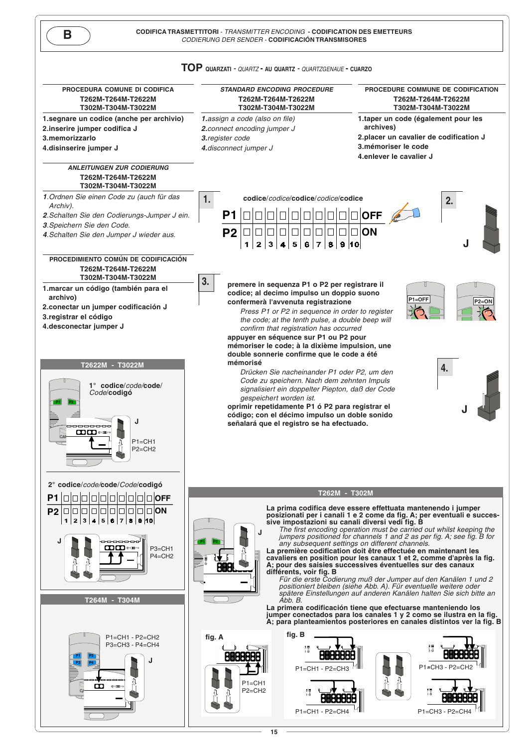# B

**CODIFICA TRASMETTITORI** - *TRANSMITTER ENCODING* - **CODIFICATION DES EMETTEURS**
*CODIERUNG DER SENDER* - **CODIFICACIÓN TRANSMISORES**

## TOP QUARZATI - *QUARTZ* - AU QUARTZ - *QUARTZGENAUE* - CUARZO

### PROCEDURA COMUNE DI CODIFICA
**T262M-T264M-T2622M**
**T302M-T304M-T3022M**

1. segnare un codice (anche per archivio)
2. inserire jumper codifica J
3. memorizzarlo
4. disinserire jumper J

### *STANDARD ENCODING PROCEDURE*
**T262M-T264M-T2622M**
**T302M-T304M-T3022M**

1. *assign a code (also on file)*
2. *connect encoding jumper J*
3. *register code*
4. *disconnect jumper J*

### PROCEDURE COMMUNE DE CODIFICATION
**T262M-T264M-T2622M**
**T302M-T304M-T3022M**

1. taper un code (également pour les archives)
2. placer un cavalier de codification J
3. mémoriser le code
4. enlever le cavalier J

### *ANLEITUNGEN ZUR CODIERUNG*
**T262M-T264M-T2622M**
**T302M-T304M-T3022M**

1. *Ordnen Sie einen Code zu (auch für das Archiv).*
2. *Schalten Sie den Codierungs-Jumper J ein.*
3. *Speichern Sie den Code.*
4. *Schalten Sie den Jumper J wieder aus.*

### PROCEDIMIENTO COMÚN DE CODIFICACIÓN
**T262M-T264M-T2622M**
**T302M-T304M-T3022M**

1. marcar un código (también para el archivo)
2. conectar un jumper codificación J
3. registrar el código
4. desconectar jumper J

**1.** **codice**/*codice*/**codice**/*codice*/**codice**

| | | | | | | | | | | | |
|---|---|---|---|---|---|---|---|---|---|---|---|
| **P1** | □ | □ | □ | □ | □ | □ | □ | □ | □ | □ | **OFF** |
| **P2** | □ | □ | □ | □ | □ | □ | □ | □ | □ | □ | **ON** |
| | 1 | 2 | 3 | 4 | 5 | 6 | 7 | 8 | 9 | 10 | |

**2.** J

**3.**

**premere in sequenza P1 o P2 per registrare il codice; al decimo impulso un doppio suono confermerà l'avvenuta registrazione**

*Press P1 or P2 in sequence in order to register the code; at the tenth pulse, a double beep will confirm that registration has occurred*

**appuyer en séquence sur P1 ou P2 pour mémoriser le code; à la dixième impulsion, une double sonnerie confirme que le code a été mémorisé**

*Drücken Sie nacheinander P1 oder P2, um den Code zu speichern. Nach dem zehnten Impuls signalisiert ein doppelter Piepton, daß der Code gespeichert worden ist.*

**oprimir repetidamente P1 ó P2 para registrar el código; con el décimo impulso un doble sonido señalará que el registro se ha efectuado.**

P1=OFF P2=ON

**4.** J

### T2622M - T3022M

1° **codice**/*code*/**code**/*Code*/**codigó**

J
P1=CH1
P2=CH2

2° **codice**/*code*/**code**/*Code*/**codigó**

| | | | | | | | | | | | |
|---|---|---|---|---|---|---|---|---|---|---|---|
| **P1** | □ | □ | □ | □ | □ | □ | □ | □ | □ | □ | **OFF** |
| **P2** | □ | □ | □ | □ | □ | □ | □ | □ | □ | □ | **ON** |
| | 1 | 2 | 3 | 4 | 5 | 6 | 7 | 8 | 9 | 10 | |

J
P3=CH1
P4=CH2

### T264M - T304M

P1=CH1 - P2=CH2
P3=CH3 - P4=CH4
J

### T262M - T302M

J

**La prima codifica deve essere effettuata mantenendo i jumper posizionati per i canali 1 e 2 come da fig. A; per eventuali e successive impostazioni su canali diversi vedi fig. B**

*The first encoding operation must be carried out whilst keeping the jumpers positioned for channels 1 and 2 as per fig. A; see fig. B for any subsequent settings on different channels.*

**La première codification doit être effectuée en maintenant les cavaliers en position pour les canaux 1 et 2, comme d'après la fig. A; pour des saisies successives éventuelles sur des canaux différents, voir fig. B**

*Für die erste Codierung muß der Jumper auf den Kanälen 1 und 2 positioniert bleiben (siehe Abb. A). Für eventuelle weitere oder spätere Einstellungen auf anderen Kanälen halten Sie sich bitte an Abb. B.*

**La primera codificación tiene que efectuarse manteniendo los jumper conectados para los canales 1 y 2 como se ilustra en la fig. A; para planteamientos posteriores en canales distintos ver la fig. B**

**fig. A**
P1=CH1
P2=CH2

**fig. B**
P1=CH1 - P2=CH3
P1=CH3 - P2=CH2
P1=CH1 - P2=CH4
P1=CH3 - P2=CH4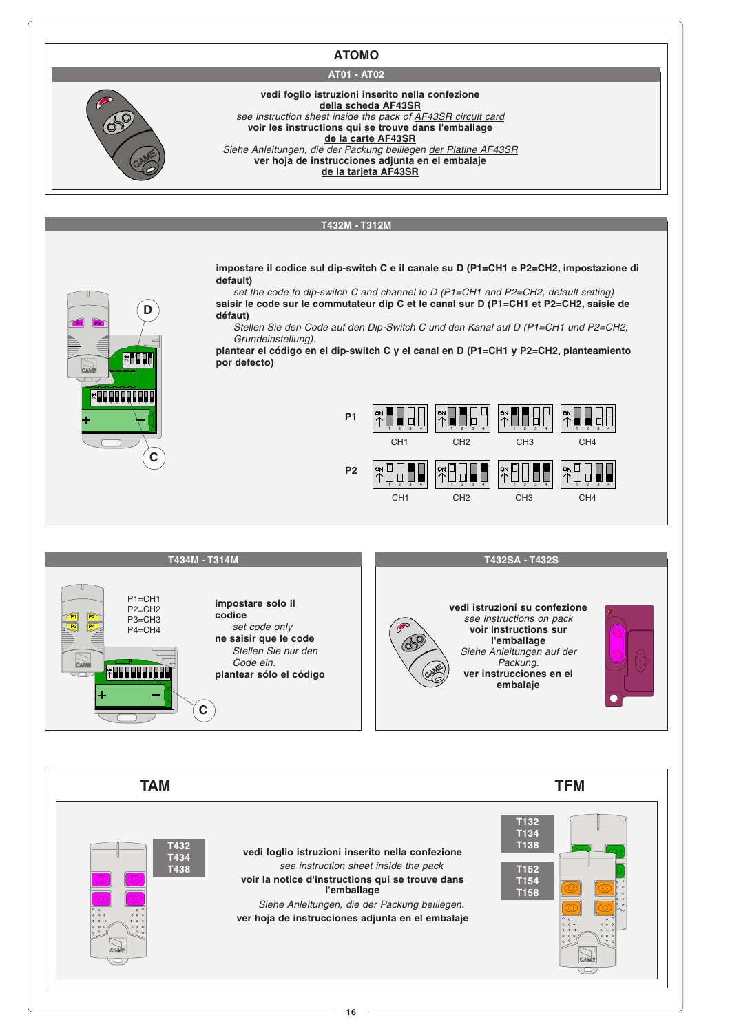## ATOMO

### AT01 - AT02

**vedi foglio istruzioni inserito nella confezione**
**della scheda AF43SR**
*see instruction sheet inside the pack of AF43SR circuit card*
**voir les instructions qui se trouve dans l'emballage**
**de la carte AF43SR**
*Siehe Anleitungen, die der Packung beiliegen der Platine AF43SR*
**ver hoja de instrucciones adjunta en el embalaje**
**de la tarjeta AF43SR**

### T432M - T312M

**impostare il codice sul dip-switch C e il canale su D (P1=CH1 e P2=CH2, impostazione di default)**

*set the code to dip-switch C and channel to D (P1=CH1 and P2=CH2, default setting)*

**saisir le code sur le commutateur dip C et le canal sur D (P1=CH1 et P2=CH2, saisie de défaut)**

*Stellen Sie den Code auf den Dip-Switch C und den Kanal auf D (P1=CH1 und P2=CH2; Grundeinstellung).*

**plantear el código en el dip-switch C y el canal en D (P1=CH1 y P2=CH2, planteamiento por defecto)**

P1: CH1, CH2, CH3, CH4

P2: CH1, CH2, CH3, CH4

### T434M - T314M

P1=CH1
P2=CH2
P3=CH3
P4=CH4

**impostare solo il codice**
*set code only*
**ne saisir que le code**
*Stellen Sie nur den Code ein.*
**plantear sólo el código**

### T432SA - T432S

**vedi istruzioni su confezione**
*see instructions on pack*
**voir instructions sur l'emballage**
*Siehe Anleitungen auf der Packung.*
**ver instrucciones en el embalaje**

## TAM

T432
T434
T438

## TFM

T132
T134
T138

T152
T154
T158

**vedi foglio istruzioni inserito nella confezione**
*see instruction sheet inside the pack*
**voir la notice d'instructions qui se trouve dans l'emballage**
*Siehe Anleitungen, die der Packung beiliegen.*
**ver hoja de instrucciones adjunta en el embalaje**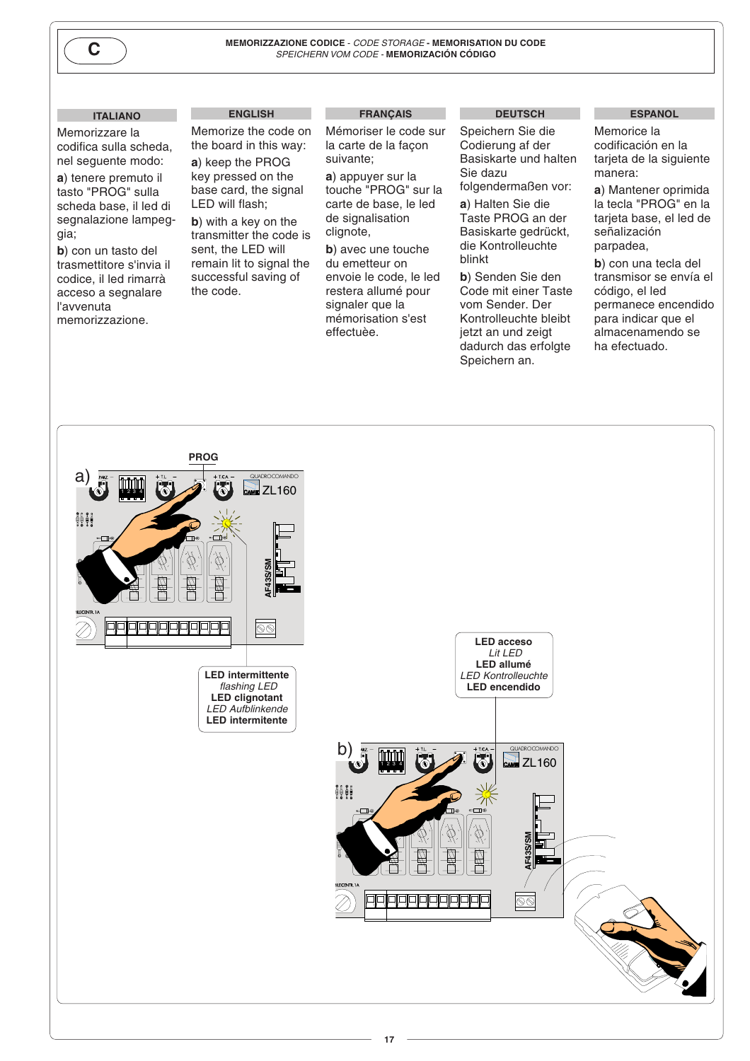C

**MEMORIZZAZIONE CODICE** - *CODE STORAGE* - **MEMORISATION DU CODE**
*SPEICHERN VOM CODE* - **MEMORIZACIÓN CÓDIGO**

### ITALIANO

Memorizzare la codifica sulla scheda, nel seguente modo:

**a**) tenere premuto il tasto "PROG" sulla scheda base, il led di segnalazione lampeggia;

**b**) con un tasto del trasmettitore s'invia il codice, il led rimarrà acceso a segnalare l'avvenuta memorizzazione.

### ENGLISH

Memorize the code on the board in this way:

**a**) keep the PROG key pressed on the base card, the signal LED will flash;

**b**) with a key on the transmitter the code is sent, the LED will remain lit to signal the successful saving of the code.

### FRANÇAIS

Mémoriser le code sur la carte de la façon suivante;

**a**) appuyer sur la touche "PROG" sur la carte de base, le led de signalisation clignote,

**b**) avec une touche du emetteur on envoie le code, le led restera allumé pour signaler que la mémorisation s'est effectuèe.

### DEUTSCH

Speichern Sie die Codierung af der Basiskarte und halten Sie dazu folgendermaßen vor:

**a**) Halten Sie die Taste PROG an der Basiskarte gedrückt, die Kontrolleuchte blinkt

**b**) Senden Sie den Code mit einer Taste vom Sender. Der Kontrolleuchte bleibt jetzt an und zeigt dadurch das erfolgte Speichern an.

### ESPANOL

Memorice la codificación en la tarjeta de la siguiente manera:

**a**) Mantener oprimida la tecla "PROG" en la tarjeta base, el led de señalización parpadea,

**b**) con una tecla del transmisor se envía el código, el led permanece encendido para indicar que el almacenamendo se ha efectuado.

a) PROG

**LED intermittente**
*flashing LED*
**LED clignotant**
*LED Aufblinkende*
**LED intermitente**

b)

**LED acceso**
*Lit LED*
**LED allumé**
*LED Kontrolleuchte*
**LED encendido**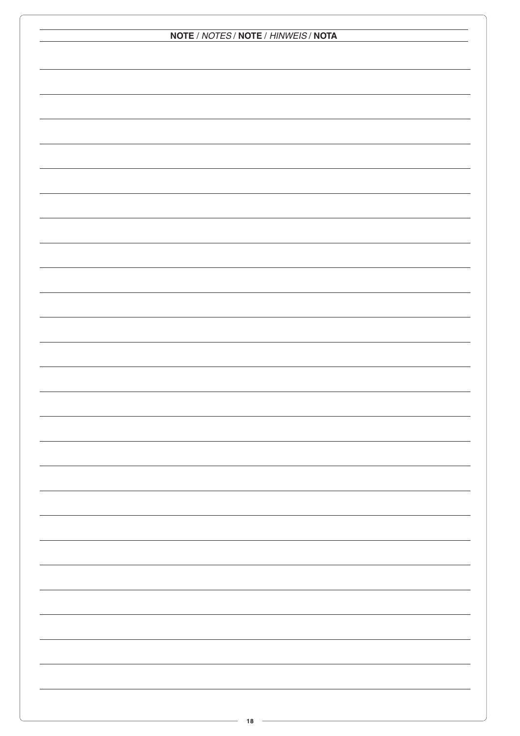**NOTE** / *NOTES* / **NOTE** / *HINWEIS* / **NOTA**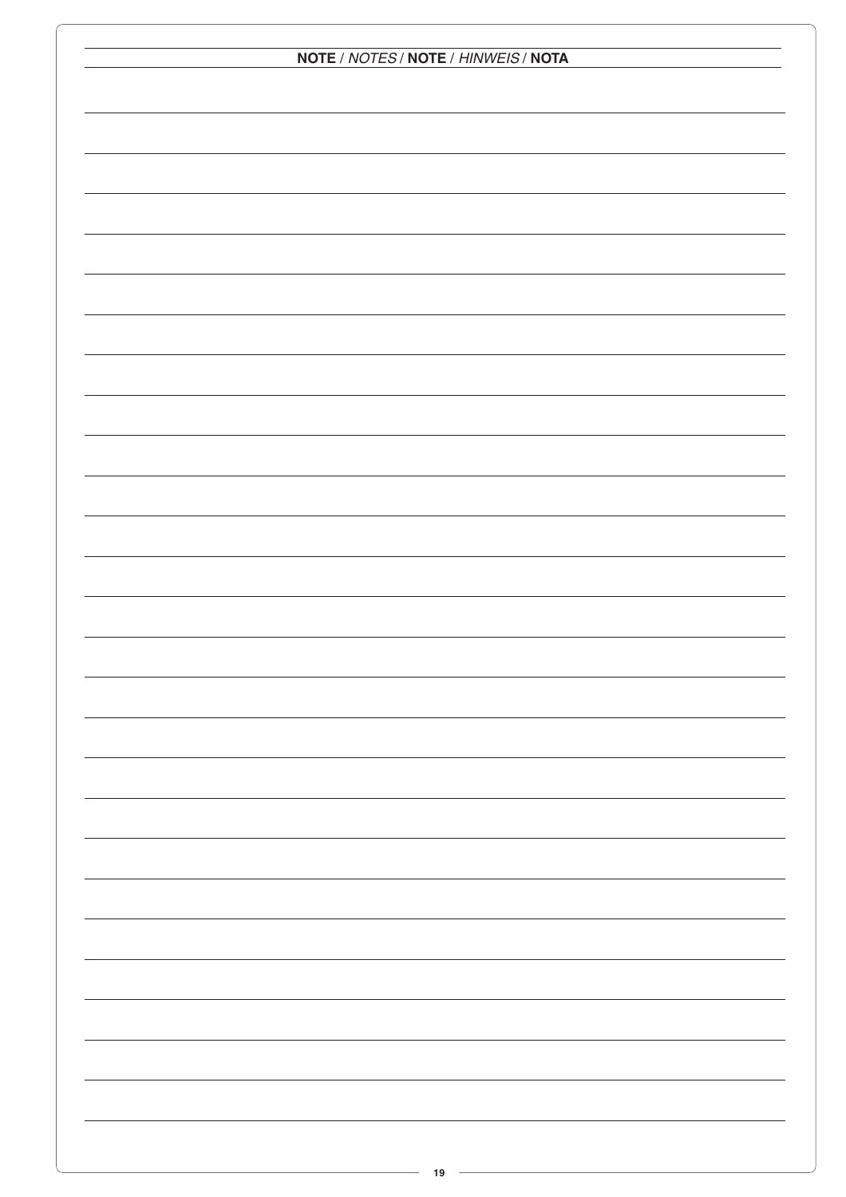**NOTE** / *NOTES* / **NOTE** / *HINWEIS* / **NOTA**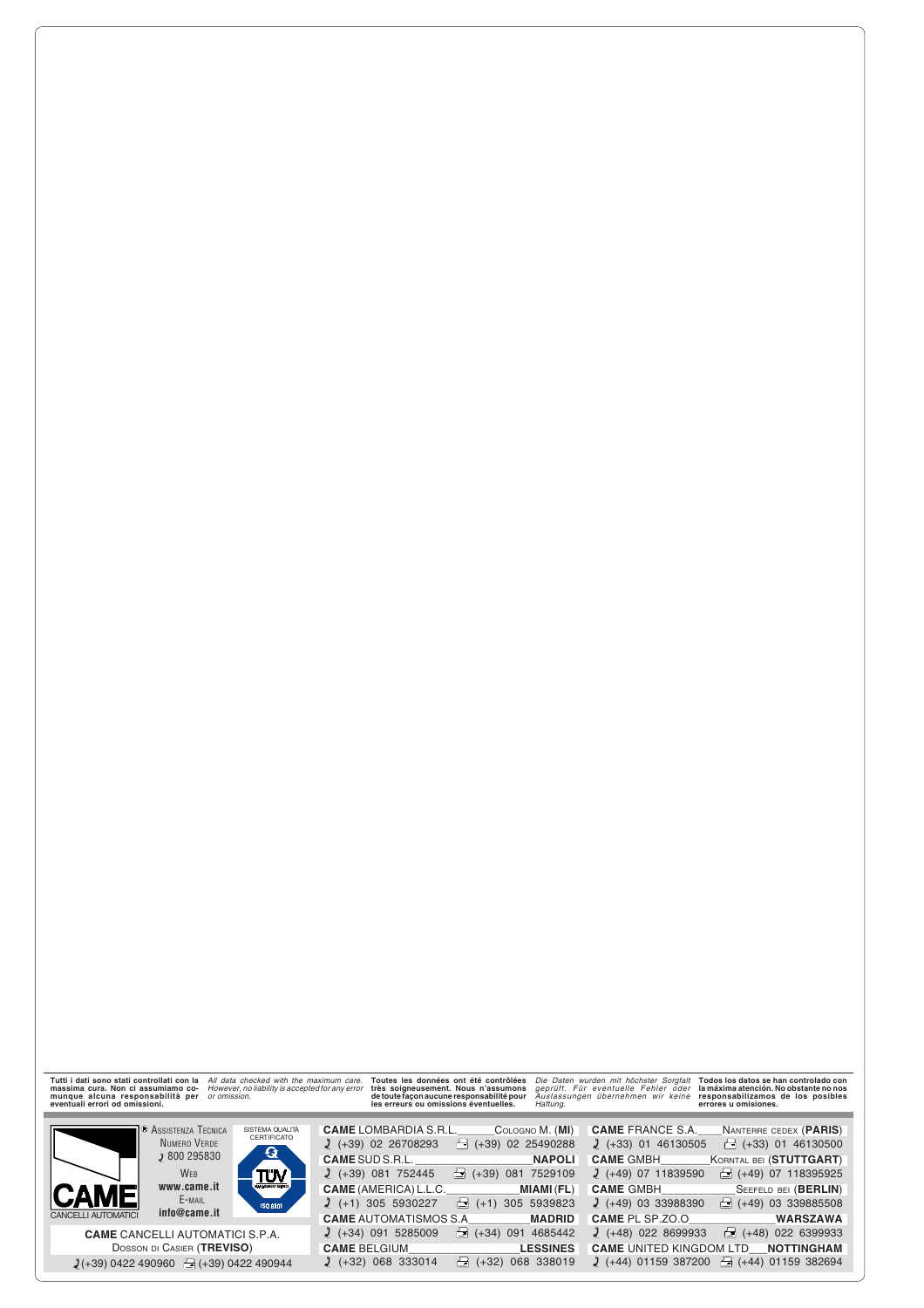**Tutti i dati sono stati controllati con la massima cura. Non ci assumiamo comunque alcuna responsabilità per eventuali errori od omissioni.**

*All data checked with the maximum care. However, no liability is accepted for any error or omission.*

**Toutes les données ont été contrôlées très soigneusement. Nous n'assumons de toute façon aucune responsabilité pour les erreurs ou omissions éventuelles.**

*Die Daten wurden mit höchster Sorgfalt geprüft. Für eventuelle Fehler oder Auslassungen übernehmen wir keine Haftung.*

**Todos los datos se han controlado con la máxima atención. No obstante no nos responsabilizamos de los posibles errores u omisiones.**

CAME CANCELLI AUTOMATICI

ASSISTENZA TECNICA
NUMERO VERDE
800 295830

WEB
**www.came.it**

E-MAIL
**info@came.it**

SISTEMA QUALITÀ CERTIFICATO
TÜV ISO 9001

**CAME** CANCELLI AUTOMATICI S.P.A.
DOSSON DI CASIER (**TREVISO**)
(+39) 0422 490960 — Fax (+39) 0422 490944

| | | |
|---|---|---|
| **CAME** LOMBARDIA S.R.L. | COLOGNO M. (**MI**) | |
| (+39) 02 26708293 | Fax (+39) 02 25490288 | |
| **CAME** SUD S.R.L. | **NAPOLI** | |
| (+39) 081 752445 | Fax (+39) 081 7529109 | |
| **CAME** (AMERICA) L.L.C. | **MIAMI** (**FL**) | |
| (+1) 305 5930227 | Fax (+1) 305 5939823 | |
| **CAME** AUTOMATISMOS S.A | **MADRID** | |
| (+34) 091 5285009 | Fax (+34) 091 4685442 | |
| **CAME** BELGIUM | **LESSINES** | |
| (+32) 068 333014 | Fax (+32) 068 338019 | |

| | |
|---|---|
| **CAME** FRANCE S.A. | NANTERRE CEDEX (**PARIS**) |
| (+33) 01 46130505 | Fax (+33) 01 46130500 |
| **CAME** GMBH | KORNTAL BEI (**STUTTGART**) |
| (+49) 07 11839590 | Fax (+49) 07 118395925 |
| **CAME** GMBH | SEEFELD BEI (**BERLIN**) |
| (+49) 03 33988390 | Fax (+49) 03 339885508 |
| **CAME** PL SP.ZO.O | **WARSZAWA** |
| (+48) 022 8699933 | Fax (+48) 022 6399933 |
| **CAME** UNITED KINGDOM LTD | **NOTTINGHAM** |
| (+44) 01159 387200 | Fax (+44) 01159 382694 |